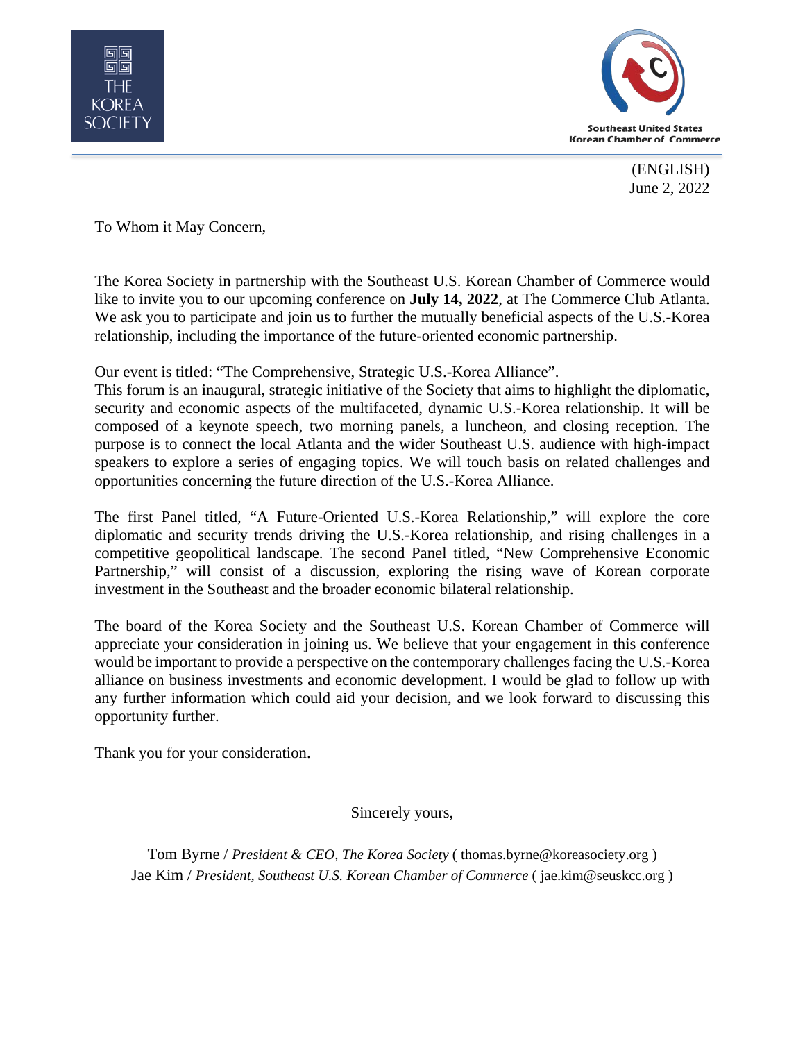THE KOREA SOCIETY

Southeast United States Korean Chamber of Commerce

(ENGLISH)
June 2, 2022

To Whom it May Concern,

The Korea Society in partnership with the Southeast U.S. Korean Chamber of Commerce would like to invite you to our upcoming conference on **July 14, 2022**, at The Commerce Club Atlanta. We ask you to participate and join us to further the mutually beneficial aspects of the U.S.-Korea relationship, including the importance of the future-oriented economic partnership.

Our event is titled: "The Comprehensive, Strategic U.S.-Korea Alliance".
This forum is an inaugural, strategic initiative of the Society that aims to highlight the diplomatic, security and economic aspects of the multifaceted, dynamic U.S.-Korea relationship. It will be composed of a keynote speech, two morning panels, a luncheon, and closing reception. The purpose is to connect the local Atlanta and the wider Southeast U.S. audience with high-impact speakers to explore a series of engaging topics. We will touch basis on related challenges and opportunities concerning the future direction of the U.S.-Korea Alliance.

The first Panel titled, "A Future-Oriented U.S.-Korea Relationship," will explore the core diplomatic and security trends driving the U.S.-Korea relationship, and rising challenges in a competitive geopolitical landscape. The second Panel titled, "New Comprehensive Economic Partnership," will consist of a discussion, exploring the rising wave of Korean corporate investment in the Southeast and the broader economic bilateral relationship.

The board of the Korea Society and the Southeast U.S. Korean Chamber of Commerce will appreciate your consideration in joining us. We believe that your engagement in this conference would be important to provide a perspective on the contemporary challenges facing the U.S.-Korea alliance on business investments and economic development. I would be glad to follow up with any further information which could aid your decision, and we look forward to discussing this opportunity further.

Thank you for your consideration.

Sincerely yours,

Tom Byrne / *President & CEO, The Korea Society* ( thomas.byrne@koreasociety.org )
Jae Kim / *President, Southeast U.S. Korean Chamber of Commerce* ( jae.kim@seuskcc.org )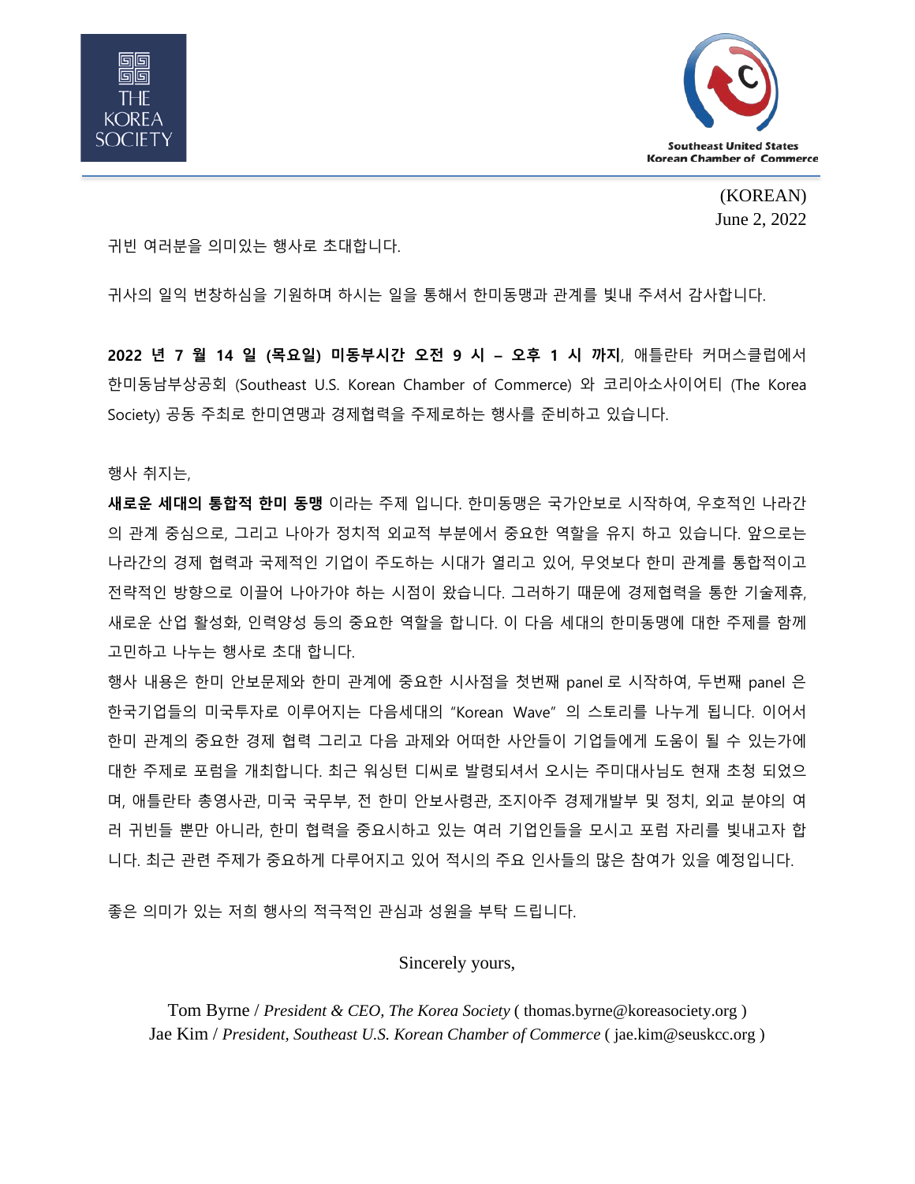(KOREAN)
June 2, 2022

귀빈 여러분을 의미있는 행사로 초대합니다.

귀사의 일익 번창하심을 기원하며 하시는 일을 통해서 한미동맹과 관계를 빛내 주셔서 감사합니다.

**2022 년 7 월 14 일 (목요일) 미동부시간 오전 9 시 – 오후 1 시 까지**, 애틀란타 커머스클럽에서 한미동남부상공회 (Southeast U.S. Korean Chamber of Commerce) 와 코리아소사이어티 (The Korea Society) 공동 주최로 한미연맹과 경제협력을 주제로하는 행사를 준비하고 있습니다.

행사 취지는,

**새로운 세대의 통합적 한미 동맹** 이라는 주제 입니다. 한미동맹은 국가안보로 시작하여, 우호적인 나라간의 관계 중심으로, 그리고 나아가 정치적 외교적 부분에서 중요한 역할을 유지 하고 있습니다. 앞으로는 나라간의 경제 협력과 국제적인 기업이 주도하는 시대가 열리고 있어, 무엇보다 한미 관계를 통합적이고 전략적인 방향으로 이끌어 나아가야 하는 시점이 왔습니다. 그러하기 때문에 경제협력을 통한 기술제휴, 새로운 산업 활성화, 인력양성 등의 중요한 역할을 합니다. 이 다음 세대의 한미동맹에 대한 주제를 함께 고민하고 나누는 행사로 초대 합니다.

행사 내용은 한미 안보문제와 한미 관계에 중요한 시사점을 첫번째 panel 로 시작하여, 두번째 panel 은 한국기업들의 미국투자로 이루어지는 다음세대의 "Korean Wave" 의 스토리를 나누게 됩니다. 이어서 한미 관계의 중요한 경제 협력 그리고 다음 과제와 어떠한 사안들이 기업들에게 도움이 될 수 있는가에 대한 주제로 포럼을 개최합니다. 최근 워싱턴 디씨로 발령되셔서 오시는 주미대사님도 현재 초청 되었으며, 애틀란타 총영사관, 미국 국무부, 전 한미 안보사령관, 조지아주 경제개발부 및 정치, 외교 분야의 여러 귀빈들 뿐만 아니라, 한미 협력을 중요시하고 있는 여러 기업인들을 모시고 포럼 자리를 빛내고자 합니다. 최근 관련 주제가 중요하게 다루어지고 있어 적시의 주요 인사들의 많은 참여가 있을 예정입니다.

좋은 의미가 있는 저희 행사의 적극적인 관심과 성원을 부탁 드립니다.

Sincerely yours,

Tom Byrne / *President & CEO, The Korea Society* ( thomas.byrne@koreasociety.org )
Jae Kim / *President, Southeast U.S. Korean Chamber of Commerce* ( jae.kim@seuskcc.org )